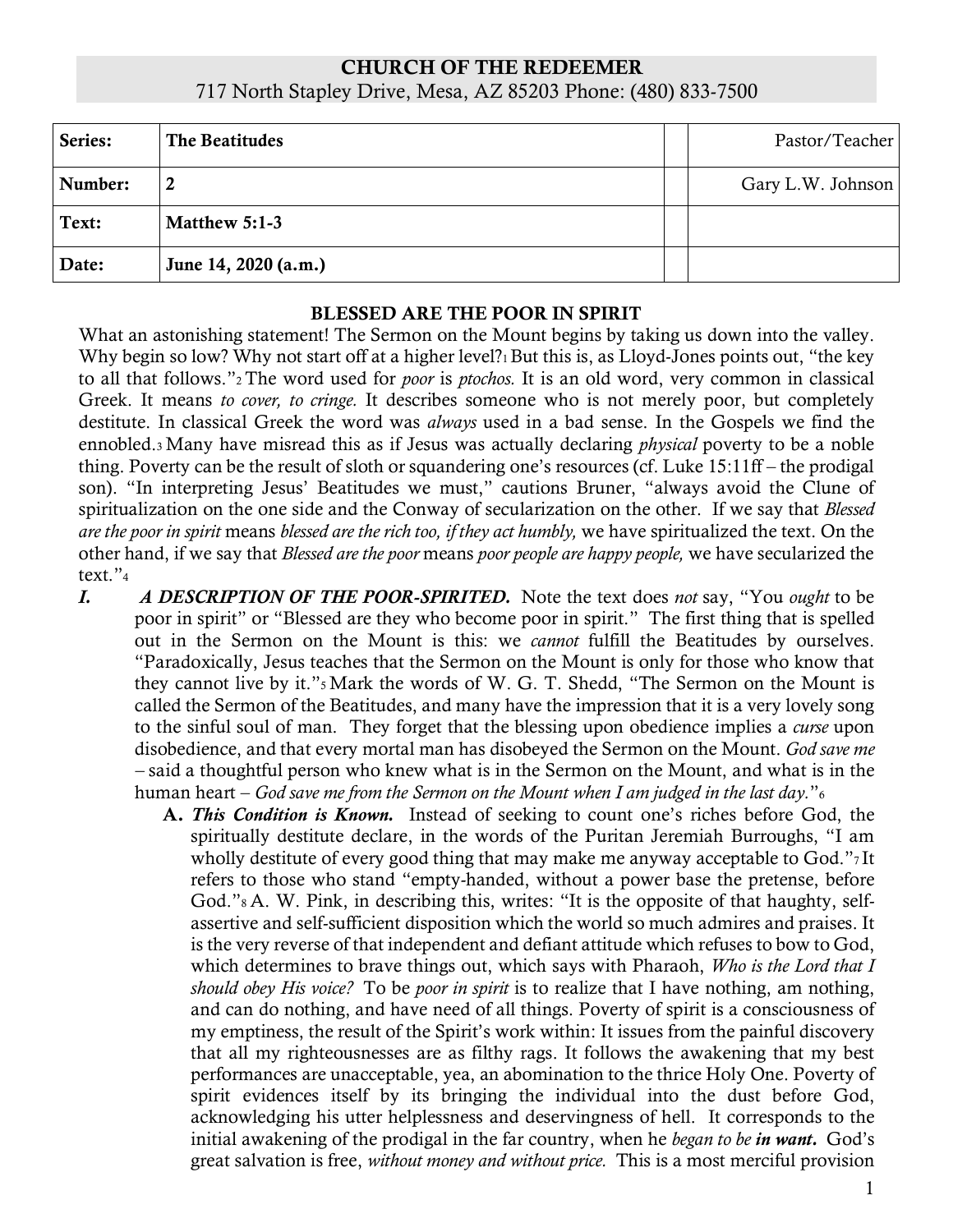**CHURCH OF THE REDEEMER**
717 North Stapley Drive, Mesa, AZ 85203 Phone: (480) 833-7500

| | | | |
|---|---|---|---|
| **Series:** | **The Beatitudes** | | Pastor/Teacher |
| **Number:** | **2** | | Gary L.W. Johnson |
| **Text:** | **Matthew 5:1-3** | | |
| **Date:** | **June 14, 2020 (a.m.)** | | |

## BLESSED ARE THE POOR IN SPIRIT

What an astonishing statement! The Sermon on the Mount begins by taking us down into the valley. Why begin so low? Why not start off at a higher level?[1] But this is, as Lloyd-Jones points out, "the key to all that follows."[2] The word used for *poor* is *ptochos.* It is an old word, very common in classical Greek. It means *to cover, to cringe.* It describes someone who is not merely poor, but completely destitute. In classical Greek the word was *always* used in a bad sense. In the Gospels we find the ennobled.[3] Many have misread this as if Jesus was actually declaring *physical* poverty to be a noble thing. Poverty can be the result of sloth or squandering one's resources (cf. Luke 15:11ff – the prodigal son). "In interpreting Jesus' Beatitudes we must," cautions Bruner, "always avoid the Clune of spiritualization on the one side and the Conway of secularization on the other. If we say that *Blessed are the poor in spirit* means *blessed are the rich too, if they act humbly,* we have spiritualized the text. On the other hand, if we say that *Blessed are the poor* means *poor people are happy people,* we have secularized the text."[4]

***I. A DESCRIPTION OF THE POOR-SPIRITED.*** Note the text does *not* say, "You *ought* to be poor in spirit" or "Blessed are they who become poor in spirit." The first thing that is spelled out in the Sermon on the Mount is this: we *cannot* fulfill the Beatitudes by ourselves. "Paradoxically, Jesus teaches that the Sermon on the Mount is only for those who know that they cannot live by it."[5] Mark the words of W. G. T. Shedd, "The Sermon on the Mount is called the Sermon of the Beatitudes, and many have the impression that it is a very lovely song to the sinful soul of man. They forget that the blessing upon obedience implies a *curse* upon disobedience, and that every mortal man has disobeyed the Sermon on the Mount. *God save me* – said a thoughtful person who knew what is in the Sermon on the Mount, and what is in the human heart – *God save me from the Sermon on the Mount when I am judged in the last day.*"[6]

**A. *This Condition is Known.*** Instead of seeking to count one's riches before God, the spiritually destitute declare, in the words of the Puritan Jeremiah Burroughs, "I am wholly destitute of every good thing that may make me anyway acceptable to God."[7] It refers to those who stand "empty-handed, without a power base the pretense, before God."[8] A. W. Pink, in describing this, writes: "It is the opposite of that haughty, self-assertive and self-sufficient disposition which the world so much admires and praises. It is the very reverse of that independent and defiant attitude which refuses to bow to God, which determines to brave things out, which says with Pharaoh, *Who is the Lord that I should obey His voice?* To be *poor in spirit* is to realize that I have nothing, am nothing, and can do nothing, and have need of all things. Poverty of spirit is a consciousness of my emptiness, the result of the Spirit's work within: It issues from the painful discovery that all my righteousnesses are as filthy rags. It follows the awakening that my best performances are unacceptable, yea, an abomination to the thrice Holy One. Poverty of spirit evidences itself by its bringing the individual into the dust before God, acknowledging his utter helplessness and deservingness of hell. It corresponds to the initial awakening of the prodigal in the far country, when he *began to be **in want.*** God's great salvation is free, *without money and without price.* This is a most merciful provision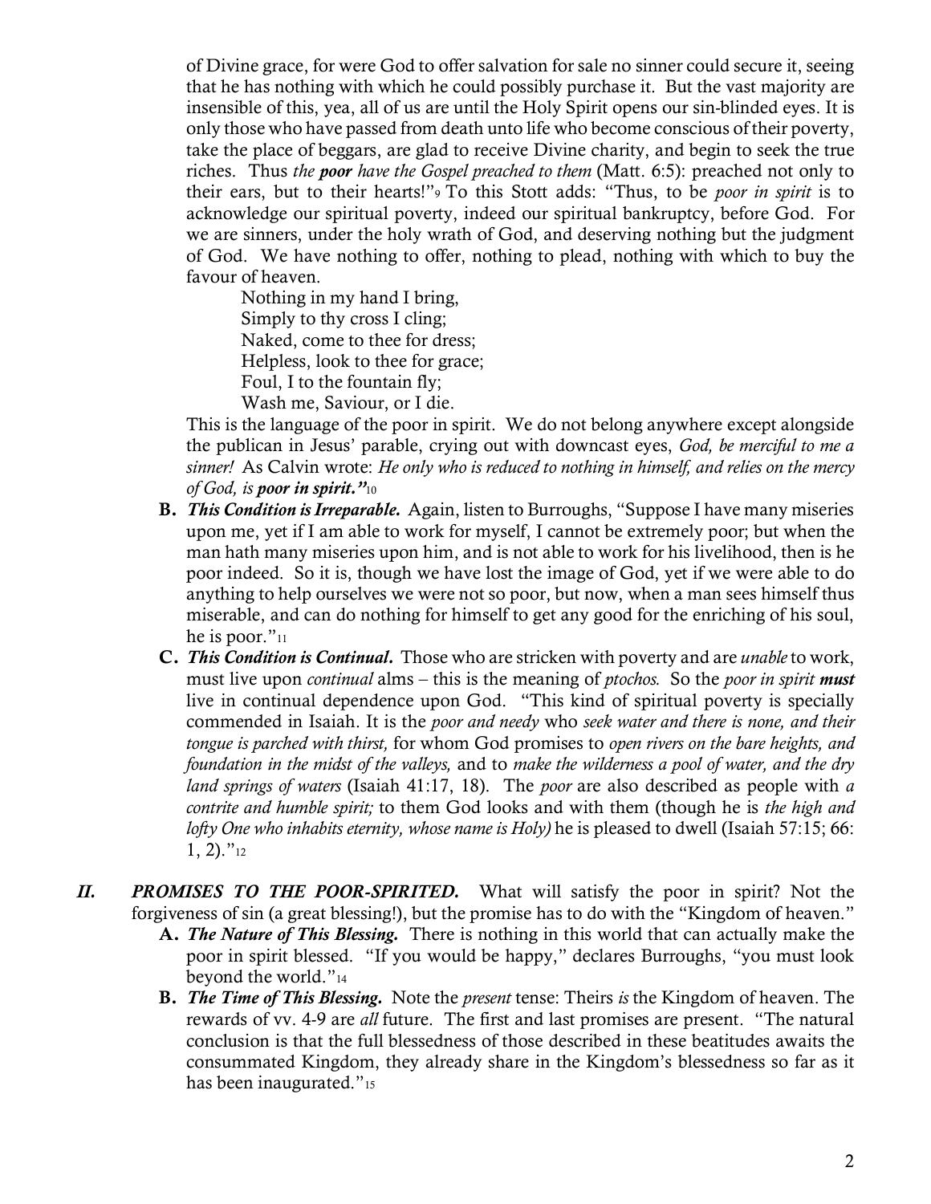of Divine grace, for were God to offer salvation for sale no sinner could secure it, seeing that he has nothing with which he could possibly purchase it. But the vast majority are insensible of this, yea, all of us are until the Holy Spirit opens our sin-blinded eyes. It is only those who have passed from death unto life who become conscious of their poverty, take the place of beggars, are glad to receive Divine charity, and begin to seek the true riches. Thus *the **poor** have the Gospel preached to them* (Matt. 6:5): preached not only to their ears, but to their hearts!"[9] To this Stott adds: "Thus, to be *poor in spirit* is to acknowledge our spiritual poverty, indeed our spiritual bankruptcy, before God. For we are sinners, under the holy wrath of God, and deserving nothing but the judgment of God. We have nothing to offer, nothing to plead, nothing with which to buy the favour of heaven.

> Nothing in my hand I bring,
> Simply to thy cross I cling;
> Naked, come to thee for dress;
> Helpless, look to thee for grace;
> Foul, I to the fountain fly;
> Wash me, Saviour, or I die.

This is the language of the poor in spirit. We do not belong anywhere except alongside the publican in Jesus' parable, crying out with downcast eyes, *God, be merciful to me a sinner!* As Calvin wrote: *He only who is reduced to nothing in himself, and relies on the mercy of God, is **poor in spirit**."*[10]

**B.** ***This Condition is Irreparable.*** Again, listen to Burroughs, "Suppose I have many miseries upon me, yet if I am able to work for myself, I cannot be extremely poor; but when the man hath many miseries upon him, and is not able to work for his livelihood, then is he poor indeed. So it is, though we have lost the image of God, yet if we were able to do anything to help ourselves we were not so poor, but now, when a man sees himself thus miserable, and can do nothing for himself to get any good for the enriching of his soul, he is poor."[11]

**C.** ***This Condition is Continual.*** Those who are stricken with poverty and are *unable* to work, must live upon *continual* alms – this is the meaning of *ptochos.* So the *poor in spirit* ***must*** live in continual dependence upon God. "This kind of spiritual poverty is specially commended in Isaiah. It is the *poor and needy* who *seek water and there is none, and their tongue is parched with thirst,* for whom God promises to *open rivers on the bare heights, and foundation in the midst of the valleys,* and to *make the wilderness a pool of water, and the dry land springs of waters* (Isaiah 41:17, 18). The *poor* are also described as people with *a contrite and humble spirit;* to them God looks and with them (though he is *the high and lofty One who inhabits eternity, whose name is Holy)* he is pleased to dwell (Isaiah 57:15; 66: 1, 2)."[12]

## *II. PROMISES TO THE POOR-SPIRITED.*

What will satisfy the poor in spirit? Not the forgiveness of sin (a great blessing!), but the promise has to do with the "Kingdom of heaven."

**A.** ***The Nature of This Blessing.*** There is nothing in this world that can actually make the poor in spirit blessed. "If you would be happy," declares Burroughs, "you must look beyond the world."[14]

**B.** ***The Time of This Blessing.*** Note the *present* tense: Theirs *is* the Kingdom of heaven. The rewards of vv. 4-9 are *all* future. The first and last promises are present. "The natural conclusion is that the full blessedness of those described in these beatitudes awaits the consummated Kingdom, they already share in the Kingdom's blessedness so far as it has been inaugurated."[15]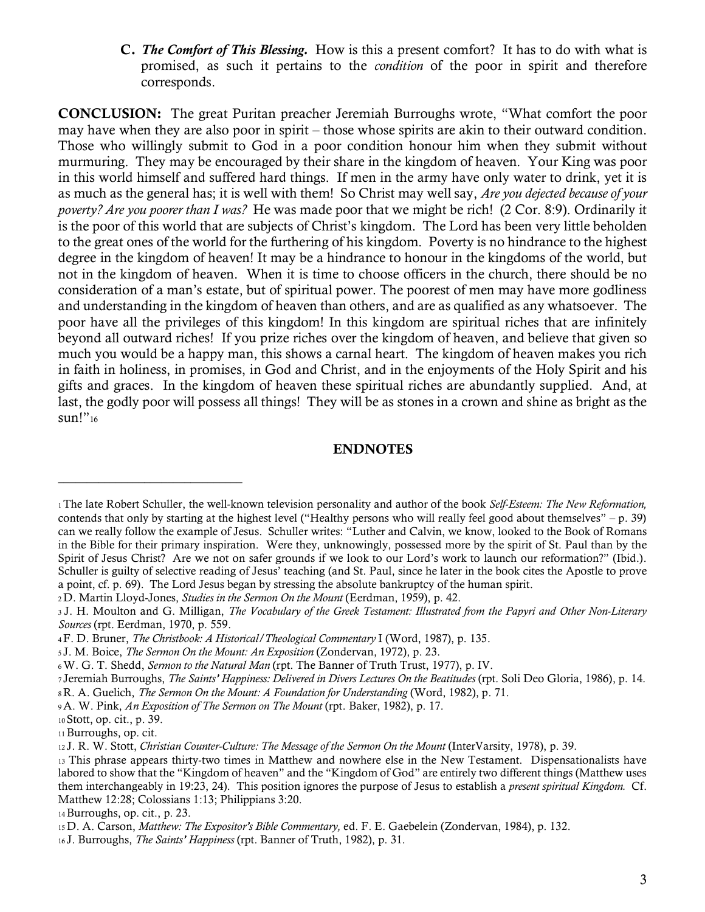**C.** ***The Comfort of This Blessing.*** How is this a present comfort? It has to do with what is promised, as such it pertains to the *condition* of the poor in spirit and therefore corresponds.

**CONCLUSION:** The great Puritan preacher Jeremiah Burroughs wrote, "What comfort the poor may have when they are also poor in spirit – those whose spirits are akin to their outward condition. Those who willingly submit to God in a poor condition honour him when they submit without murmuring. They may be encouraged by their share in the kingdom of heaven. Your King was poor in this world himself and suffered hard things. If men in the army have only water to drink, yet it is as much as the general has; it is well with them! So Christ may well say, *Are you dejected because of your poverty? Are you poorer than I was?* He was made poor that we might be rich! (2 Cor. 8:9). Ordinarily it is the poor of this world that are subjects of Christ's kingdom. The Lord has been very little beholden to the great ones of the world for the furthering of his kingdom. Poverty is no hindrance to the highest degree in the kingdom of heaven! It may be a hindrance to honour in the kingdoms of the world, but not in the kingdom of heaven. When it is time to choose officers in the church, there should be no consideration of a man's estate, but of spiritual power. The poorest of men may have more godliness and understanding in the kingdom of heaven than others, and are as qualified as any whatsoever. The poor have all the privileges of this kingdom! In this kingdom are spiritual riches that are infinitely beyond all outward riches! If you prize riches over the kingdom of heaven, and believe that given so much you would be a happy man, this shows a carnal heart. The kingdom of heaven makes you rich in faith in holiness, in promises, in God and Christ, and in the enjoyments of the Holy Spirit and his gifts and graces. In the kingdom of heaven these spiritual riches are abundantly supplied. And, at last, the godly poor will possess all things! They will be as stones in a crown and shine as bright as the sun!"[16]

## ENDNOTES

---

[1] The late Robert Schuller, the well-known television personality and author of the book *Self-Esteem: The New Reformation,* contends that only by starting at the highest level ("Healthy persons who will really feel good about themselves" – p. 39) can we really follow the example of Jesus. Schuller writes: "Luther and Calvin, we know, looked to the Book of Romans in the Bible for their primary inspiration. Were they, unknowingly, possessed more by the spirit of St. Paul than by the Spirit of Jesus Christ? Are we not on safer grounds if we look to our Lord's work to launch our reformation?" (Ibid.). Schuller is guilty of selective reading of Jesus' teaching (and St. Paul, since he later in the book cites the Apostle to prove a point, cf. p. 69). The Lord Jesus began by stressing the absolute bankruptcy of the human spirit.

[2] D. Martin Lloyd-Jones, *Studies in the Sermon On the Mount* (Eerdman, 1959), p. 42.

[3] J. H. Moulton and G. Milligan, *The Vocabulary of the Greek Testament: Illustrated from the Papyri and Other Non-Literary Sources* (rpt. Eerdman, 1970, p. 559.

[4] F. D. Bruner, *The Christbook: A Historical/Theological Commentary* I (Word, 1987), p. 135.

[5] J. M. Boice, *The Sermon On the Mount: An Exposition* (Zondervan, 1972), p. 23.

[6] W. G. T. Shedd, *Sermon to the Natural Man* (rpt. The Banner of Truth Trust, 1977), p. IV.

[7] Jeremiah Burroughs, *The Saints' Happiness: Delivered in Divers Lectures On the Beatitudes* (rpt. Soli Deo Gloria, 1986), p. 14.

[8] R. A. Guelich, *The Sermon On the Mount: A Foundation for Understanding* (Word, 1982), p. 71.

[9] A. W. Pink, *An Exposition of The Sermon on The Mount* (rpt. Baker, 1982), p. 17.

[10] Stott, op. cit., p. 39.

[11] Burroughs, op. cit.

[12] J. R. W. Stott, *Christian Counter-Culture: The Message of the Sermon On the Mount* (InterVarsity, 1978), p. 39.

[13] This phrase appears thirty-two times in Matthew and nowhere else in the New Testament. Dispensationalists have labored to show that the "Kingdom of heaven" and the "Kingdom of God" are entirely two different things (Matthew uses them interchangeably in 19:23, 24). This position ignores the purpose of Jesus to establish a *present spiritual Kingdom.* Cf. Matthew 12:28; Colossians 1:13; Philippians 3:20.

[14] Burroughs, op. cit., p. 23.

[15] D. A. Carson, *Matthew: The Expositor's Bible Commentary,* ed. F. E. Gaebelein (Zondervan, 1984), p. 132.

[16] J. Burroughs, *The Saints' Happiness* (rpt. Banner of Truth, 1982), p. 31.